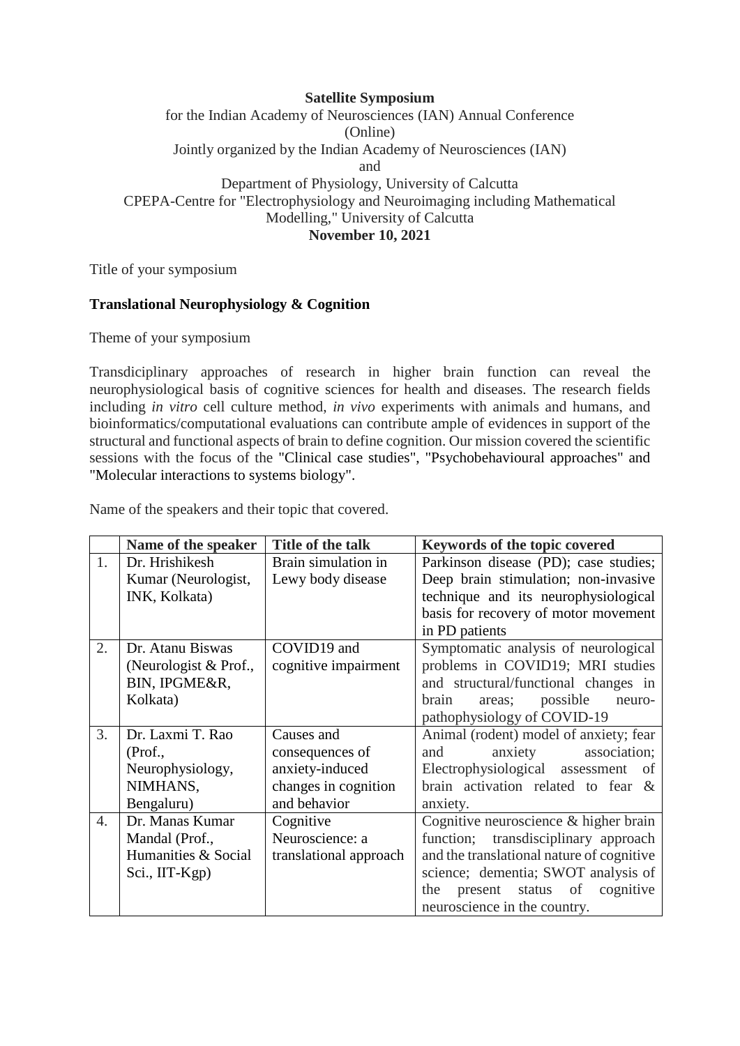**Satellite Symposium**

for the Indian Academy of Neurosciences (IAN) Annual Conference

(Online)

Jointly organized by the Indian Academy of Neurosciences (IAN)

and

Department of Physiology, University of Calcutta

CPEPA-Centre for "Electrophysiology and Neuroimaging including Mathematical Modelling," University of Calcutta

**November 10, 2021**

Title of your symposium

**Translational Neurophysiology & Cognition**

Theme of your symposium

Transdiciplinary approaches of research in higher brain function can reveal the neurophysiological basis of cognitive sciences for health and diseases. The research fields including *in vitro* cell culture method, *in vivo* experiments with animals and humans, and bioinformatics/computational evaluations can contribute ample of evidences in support of the structural and functional aspects of brain to define cognition. Our mission covered the scientific sessions with the focus of the "Clinical case studies", "Psychobehavioural approaches" and "Molecular interactions to systems biology".

Name of the speakers and their topic that covered.

| | Name of the speaker | Title of the talk | Keywords of the topic covered |
|---|---|---|---|
| 1. | Dr. Hrishikesh Kumar (Neurologist, INK, Kolkata) | Brain simulation in Lewy body disease | Parkinson disease (PD); case studies; Deep brain stimulation; non-invasive technique and its neurophysiological basis for recovery of motor movement in PD patients |
| 2. | Dr. Atanu Biswas (Neurologist & Prof., BIN, IPGME&R, Kolkata) | COVID19 and cognitive impairment | Symptomatic analysis of neurological problems in COVID19; MRI studies and structural/functional changes in brain areas; possible neuro-pathophysiology of COVID-19 |
| 3. | Dr. Laxmi T. Rao (Prof., Neurophysiology, NIMHANS, Bengaluru) | Causes and consequences of anxiety-induced changes in cognition and behavior | Animal (rodent) model of anxiety; fear and anxiety association; Electrophysiological assessment of brain activation related to fear & anxiety. |
| 4. | Dr. Manas Kumar Mandal (Prof., Humanities & Social Sci., IIT-Kgp) | Cognitive Neuroscience: a translational approach | Cognitive neuroscience & higher brain function; transdisciplinary approach and the translational nature of cognitive science; dementia; SWOT analysis of the present status of cognitive neuroscience in the country. |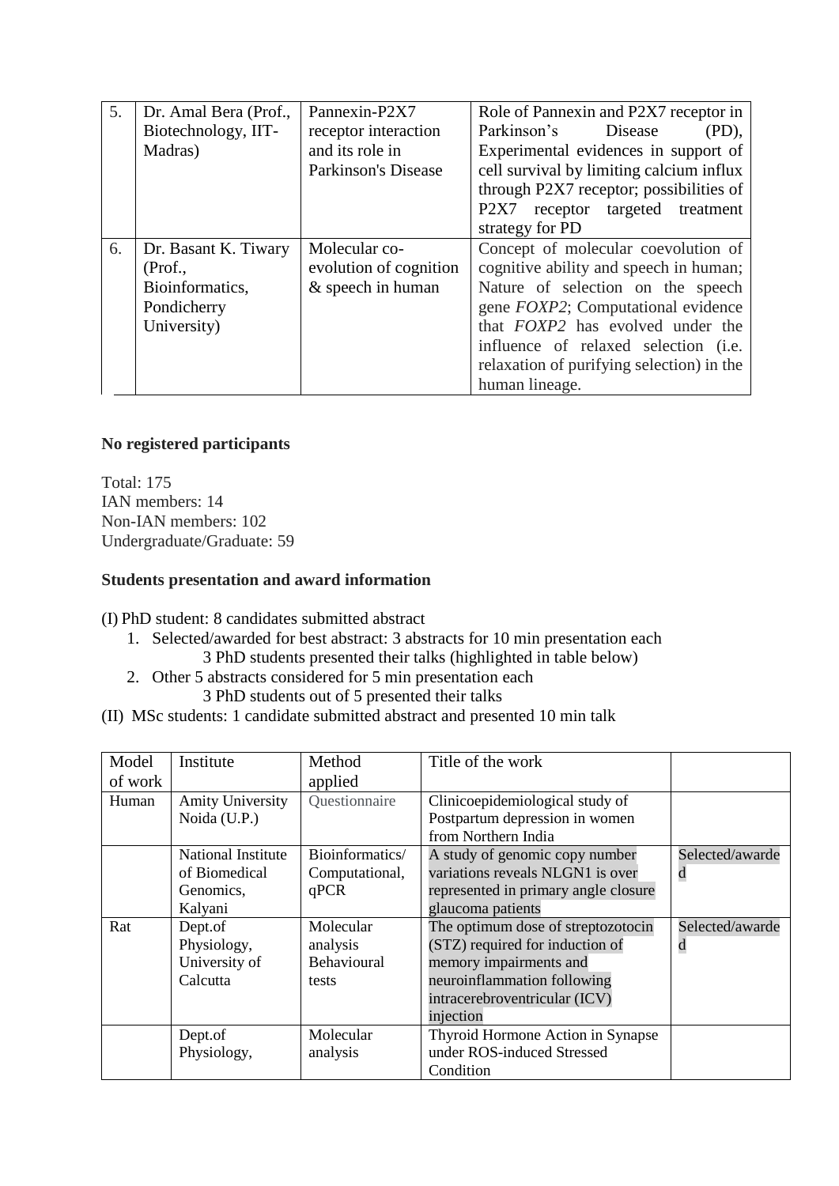| 5. | Dr. Amal Bera (Prof., Biotechnology, IIT-Madras) | Pannexin-P2X7 receptor interaction and its role in Parkinson's Disease | Role of Pannexin and P2X7 receptor in Parkinson's Disease (PD), Experimental evidences in support of cell survival by limiting calcium influx through P2X7 receptor; possibilities of P2X7 receptor targeted treatment strategy for PD |
|---|---|---|---|
| 6. | Dr. Basant K. Tiwary (Prof., Bioinformatics, Pondicherry University) | Molecular co-evolution of cognition & speech in human | Concept of molecular coevolution of cognitive ability and speech in human; Nature of selection on the speech gene *FOXP2*; Computational evidence that *FOXP2* has evolved under the influence of relaxed selection (i.e. relaxation of purifying selection) in the human lineage. |

**No registered participants**

Total: 175
IAN members: 14
Non-IAN members: 102
Undergraduate/Graduate: 59

**Students presentation and award information**

(I) PhD student: 8 candidates submitted abstract

1. Selected/awarded for best abstract: 3 abstracts for 10 min presentation each
   3 PhD students presented their talks (highlighted in table below)
2. Other 5 abstracts considered for 5 min presentation each
   3 PhD students out of 5 presented their talks

(II) MSc students: 1 candidate submitted abstract and presented 10 min talk

| Model of work | Institute | Method applied | Title of the work | |
|---|---|---|---|---|
| Human | Amity University Noida (U.P.) | Questionnaire | Clinicoepidemiological study of Postpartum depression in women from Northern India | |
| | National Institute of Biomedical Genomics, Kalyani | Bioinformatics/ Computational, qPCR | A study of genomic copy number variations reveals NLGN1 is over represented in primary angle closure glaucoma patients | Selected/awarded |
| Rat | Dept.of Physiology, University of Calcutta | Molecular analysis Behavioural tests | The optimum dose of streptozotocin (STZ) required for induction of memory impairments and neuroinflammation following intracerebroventricular (ICV) injection | Selected/awarded |
| | Dept.of Physiology, | Molecular analysis | Thyroid Hormone Action in Synapse under ROS-induced Stressed Condition | |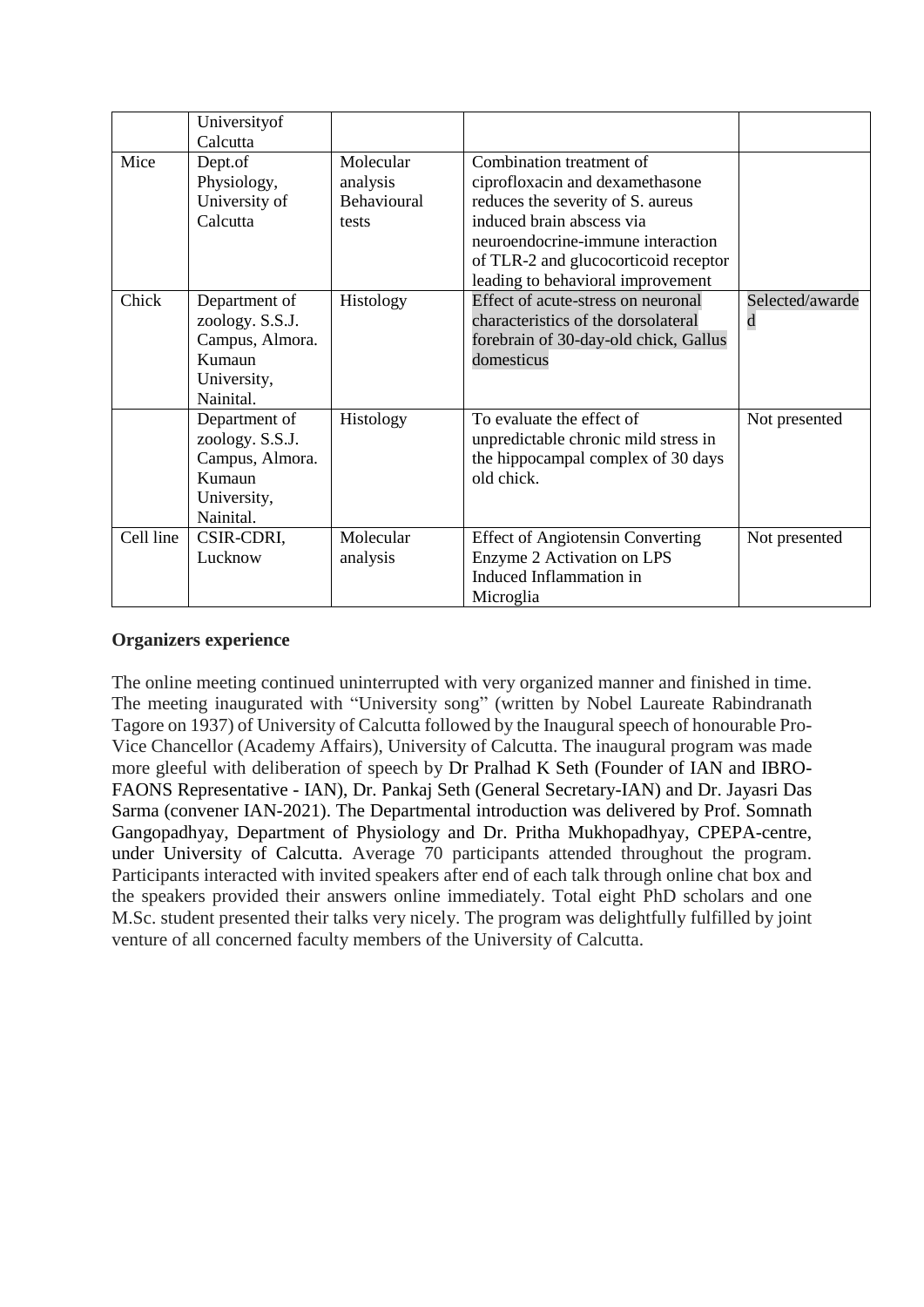| | | | | |
|---|---|---|---|---|
| | Universityof Calcutta | | | |
| Mice | Dept.of Physiology, University of Calcutta | Molecular analysis Behavioural tests | Combination treatment of ciprofloxacin and dexamethasone reduces the severity of S. aureus induced brain abscess via neuroendocrine-immune interaction of TLR-2 and glucocorticoid receptor leading to behavioral improvement | |
| Chick | Department of zoology. S.S.J. Campus, Almora. Kumaun University, Nainital. | Histology | Effect of acute-stress on neuronal characteristics of the dorsolateral forebrain of 30-day-old chick, Gallus domesticus | Selected/awarded |
| | Department of zoology. S.S.J. Campus, Almora. Kumaun University, Nainital. | Histology | To evaluate the effect of unpredictable chronic mild stress in the hippocampal complex of 30 days old chick. | Not presented |
| Cell line | CSIR-CDRI, Lucknow | Molecular analysis | Effect of Angiotensin Converting Enzyme 2 Activation on LPS Induced Inflammation in Microglia | Not presented |

**Organizers experience**

The online meeting continued uninterrupted with very organized manner and finished in time. The meeting inaugurated with "University song" (written by Nobel Laureate Rabindranath Tagore on 1937) of University of Calcutta followed by the Inaugural speech of honourable Pro-Vice Chancellor (Academy Affairs), University of Calcutta. The inaugural program was made more gleeful with deliberation of speech by Dr Pralhad K Seth (Founder of IAN and IBRO-FAONS Representative - IAN), Dr. Pankaj Seth (General Secretary-IAN) and Dr. Jayasri Das Sarma (convener IAN-2021). The Departmental introduction was delivered by Prof. Somnath Gangopadhyay, Department of Physiology and Dr. Pritha Mukhopadhyay, CPEPA-centre, under University of Calcutta. Average 70 participants attended throughout the program. Participants interacted with invited speakers after end of each talk through online chat box and the speakers provided their answers online immediately. Total eight PhD scholars and one M.Sc. student presented their talks very nicely. The program was delightfully fulfilled by joint venture of all concerned faculty members of the University of Calcutta.